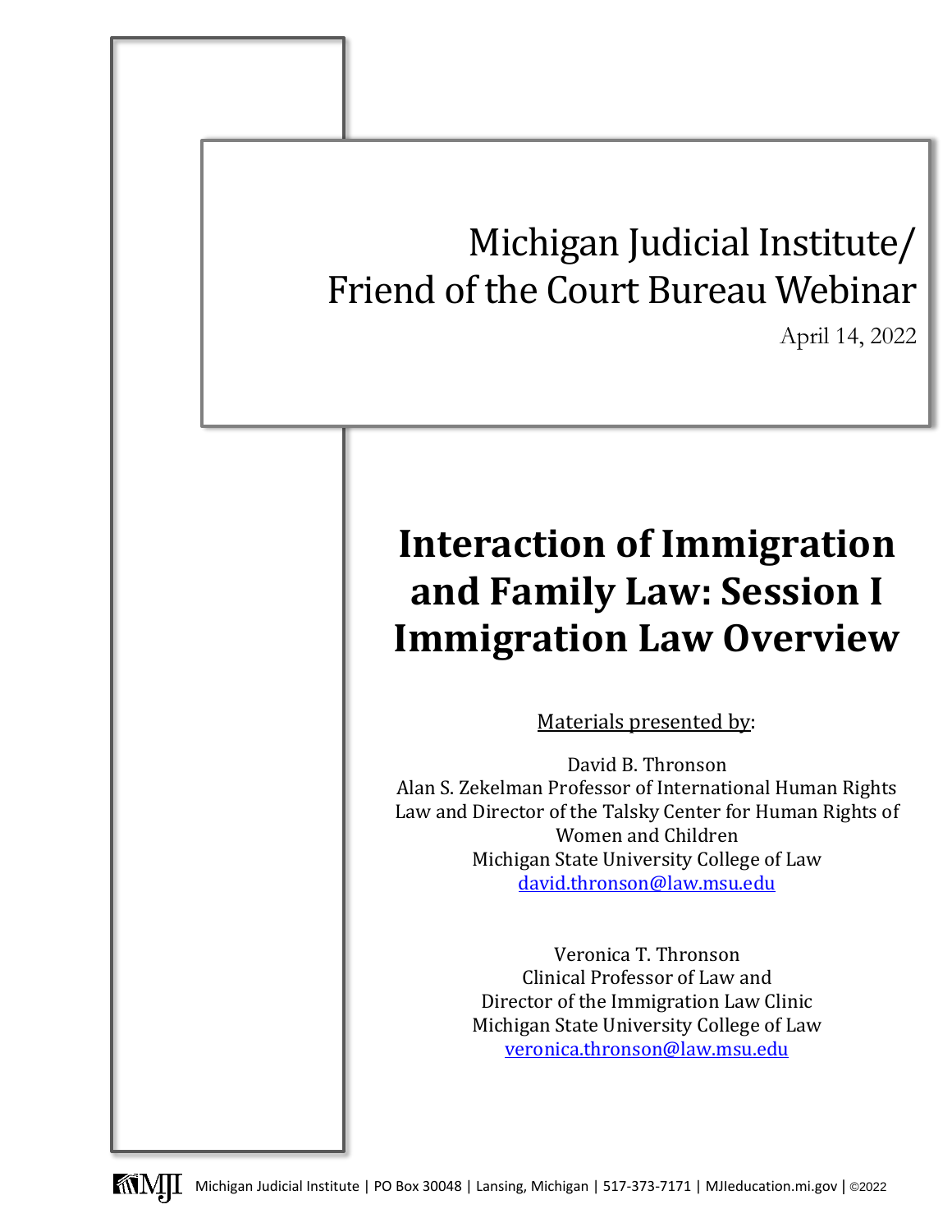# Michigan Judicial Institute/ Friend of the Court Bureau Webinar

April 14, 2022

# Interaction of Immigration and Family Law: Session I Immigration Law Overview

Materials presented by:

David B. Thronson
Alan S. Zekelman Professor of International Human Rights Law and Director of the Talsky Center for Human Rights of Women and Children
Michigan State University College of Law
david.thronson@law.msu.edu

Veronica T. Thronson
Clinical Professor of Law and
Director of the Immigration Law Clinic
Michigan State University College of Law
veronica.thronson@law.msu.edu

Michigan Judicial Institute | PO Box 30048 | Lansing, Michigan | 517-373-7171 | MJIeducation.mi.gov | ©2022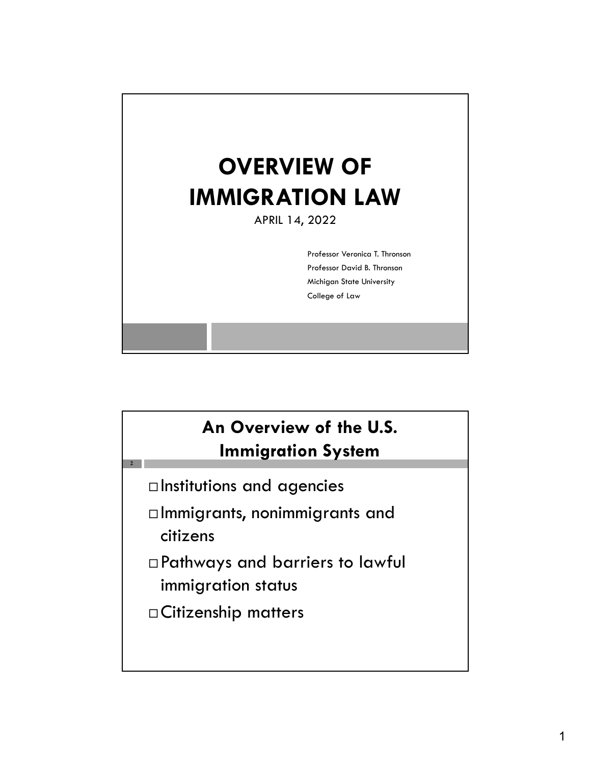# OVERVIEW OF IMMIGRATION LAW

APRIL 14, 2022

Professor Veronica T. Thronson
Professor David B. Thronson
Michigan State University
College of Law

## An Overview of the U.S. Immigration System

- Institutions and agencies
- Immigrants, nonimmigrants and citizens
- Pathways and barriers to lawful immigration status
- Citizenship matters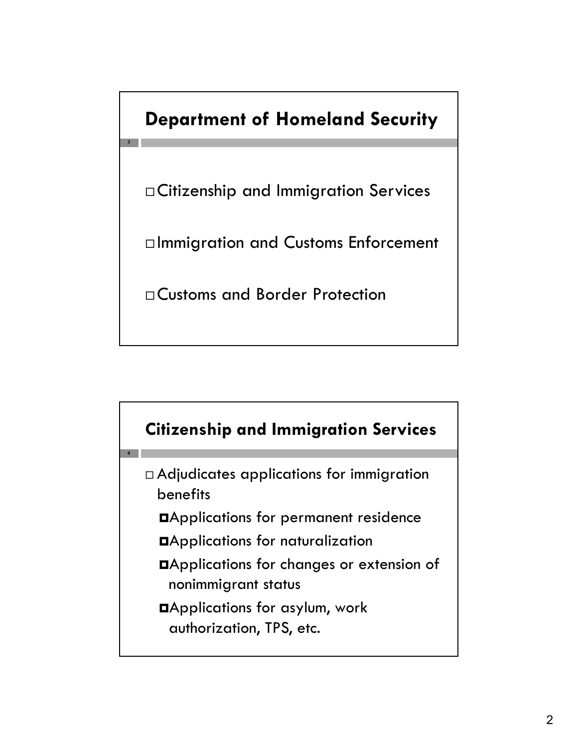## Department of Homeland Security

- Citizenship and Immigration Services
- Immigration and Customs Enforcement
- Customs and Border Protection

## Citizenship and Immigration Services

- Adjudicates applications for immigration benefits
  - Applications for permanent residence
  - Applications for naturalization
  - Applications for changes or extension of nonimmigrant status
  - Applications for asylum, work authorization, TPS, etc.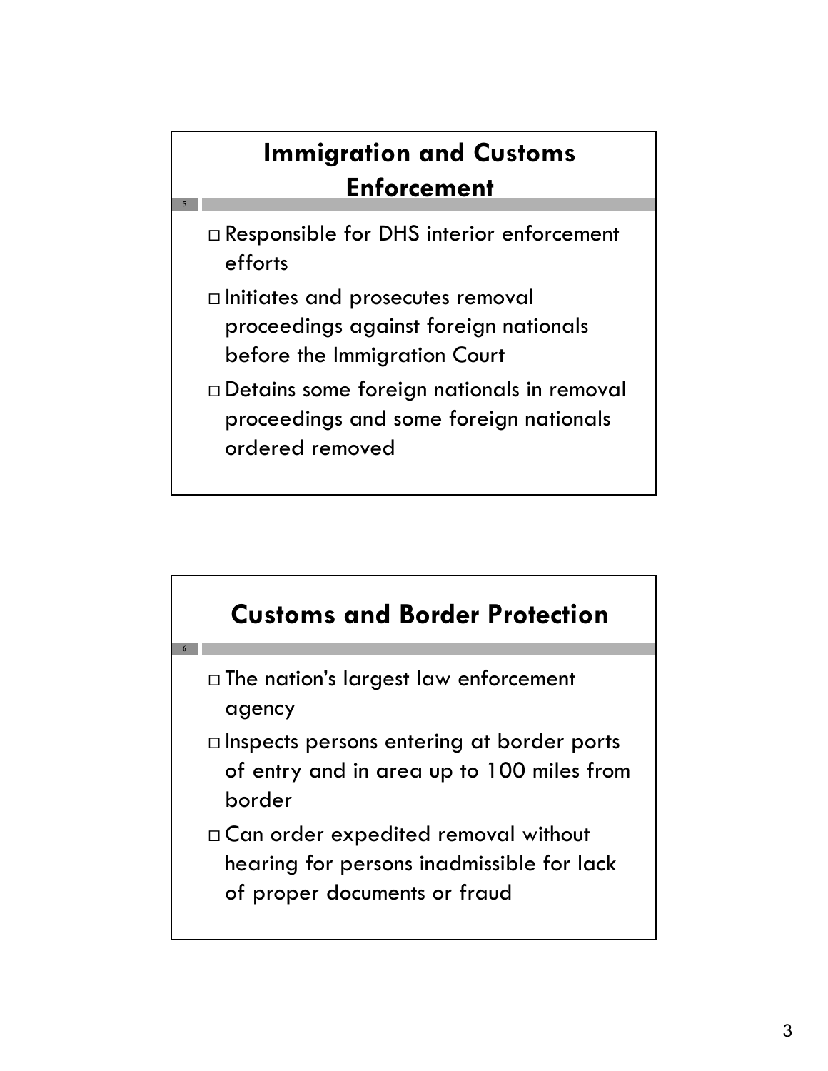## Immigration and Customs Enforcement

- Responsible for DHS interior enforcement efforts
- Initiates and prosecutes removal proceedings against foreign nationals before the Immigration Court
- Detains some foreign nationals in removal proceedings and some foreign nationals ordered removed

## Customs and Border Protection

- The nation's largest law enforcement agency
- Inspects persons entering at border ports of entry and in area up to 100 miles from border
- Can order expedited removal without hearing for persons inadmissible for lack of proper documents or fraud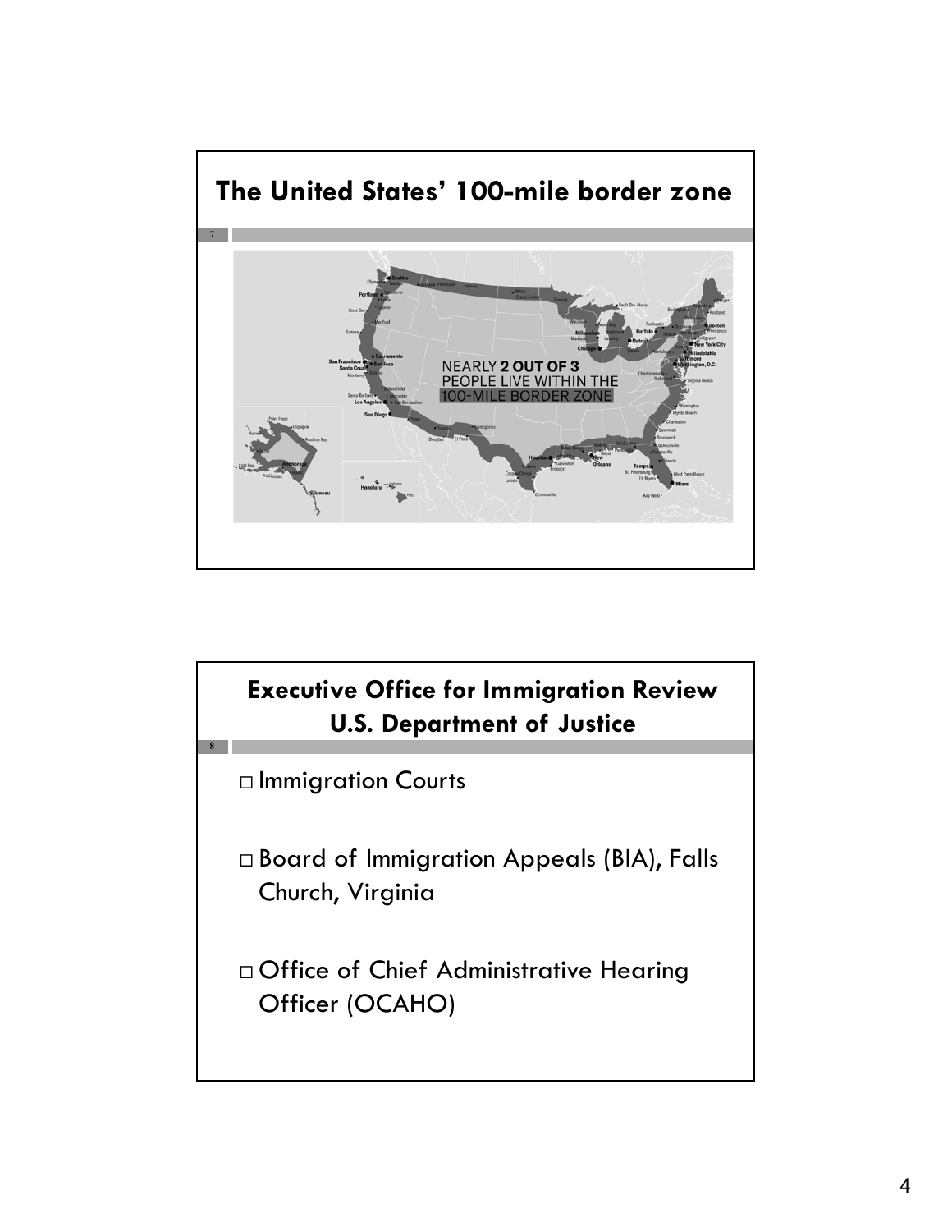## The United States' 100-mile border zone

NEARLY **2 OUT OF 3** PEOPLE LIVE WITHIN THE 100-MILE BORDER ZONE

## Executive Office for Immigration Review U.S. Department of Justice

- Immigration Courts
- Board of Immigration Appeals (BIA), Falls Church, Virginia
- Office of Chief Administrative Hearing Officer (OCAHO)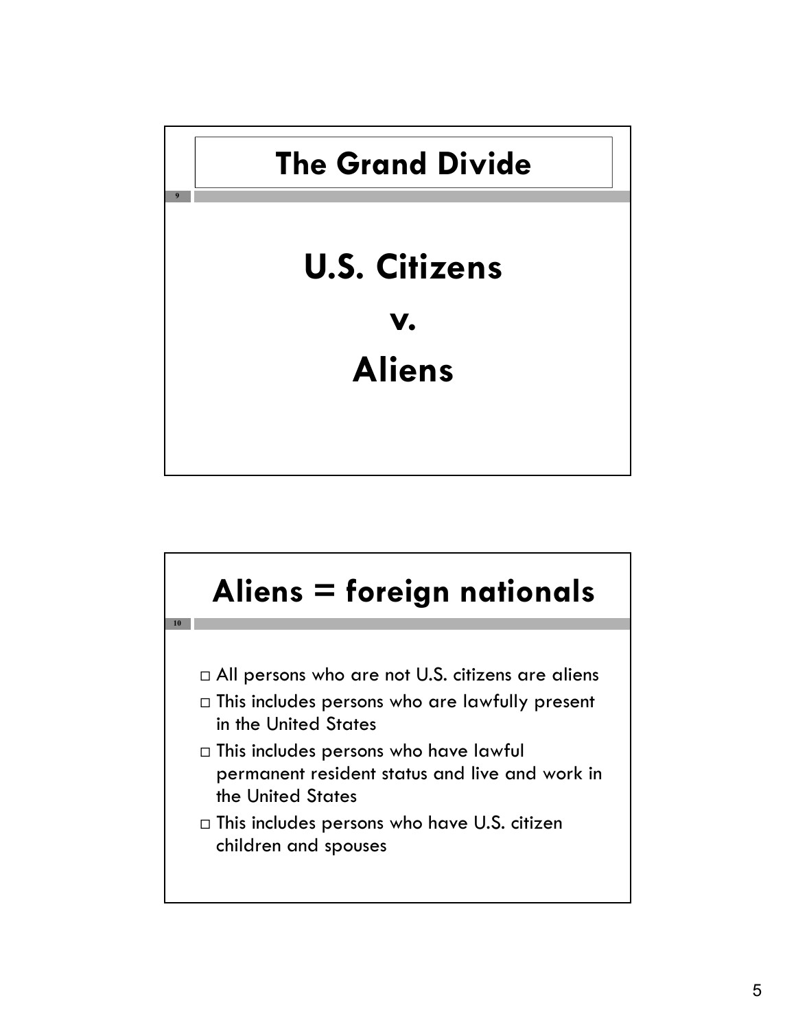## The Grand Divide

**U.S. Citizens**

**v.**

**Aliens**

## Aliens = foreign nationals

- All persons who are not U.S. citizens are aliens
- This includes persons who are lawfully present in the United States
- This includes persons who have lawful permanent resident status and live and work in the United States
- This includes persons who have U.S. citizen children and spouses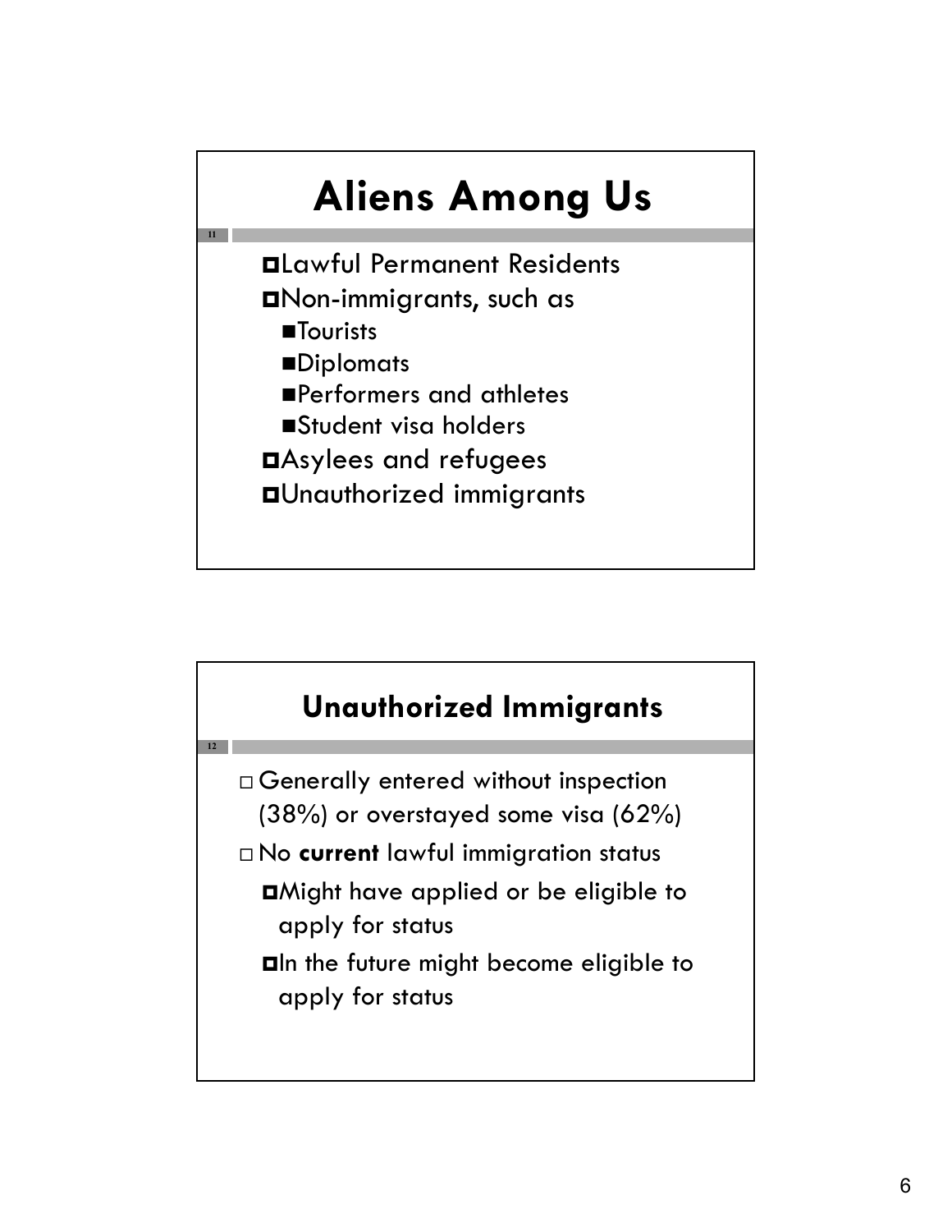# Aliens Among Us

- Lawful Permanent Residents
- Non-immigrants, such as
  - Tourists
  - Diplomats
  - Performers and athletes
  - Student visa holders
- Asylees and refugees
- Unauthorized immigrants

## Unauthorized Immigrants

- Generally entered without inspection (38%) or overstayed some visa (62%)
- No **current** lawful immigration status
  - Might have applied or be eligible to apply for status
  - In the future might become eligible to apply for status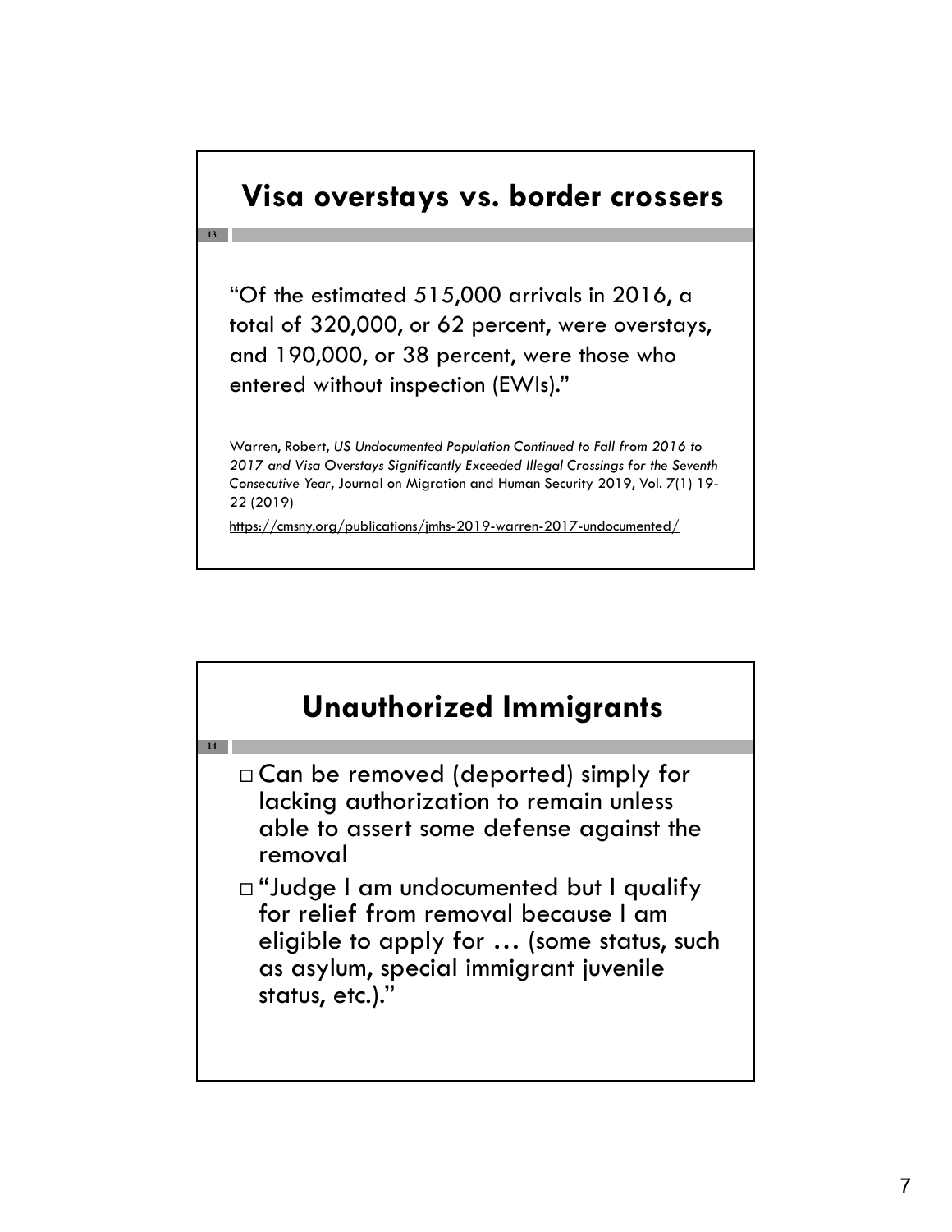## Visa overstays vs. border crossers

"Of the estimated 515,000 arrivals in 2016, a total of 320,000, or 62 percent, were overstays, and 190,000, or 38 percent, were those who entered without inspection (EWIs)."

Warren, Robert, *US Undocumented Population Continued to Fall from 2016 to 2017 and Visa Overstays Significantly Exceeded Illegal Crossings for the Seventh Consecutive Year*, Journal on Migration and Human Security 2019, Vol. 7(1) 19-22 (2019)

https://cmsny.org/publications/jmhs-2019-warren-2017-undocumented/

## Unauthorized Immigrants

- Can be removed (deported) simply for lacking authorization to remain unless able to assert some defense against the removal
- "Judge I am undocumented but I qualify for relief from removal because I am eligible to apply for … (some status, such as asylum, special immigrant juvenile status, etc.)."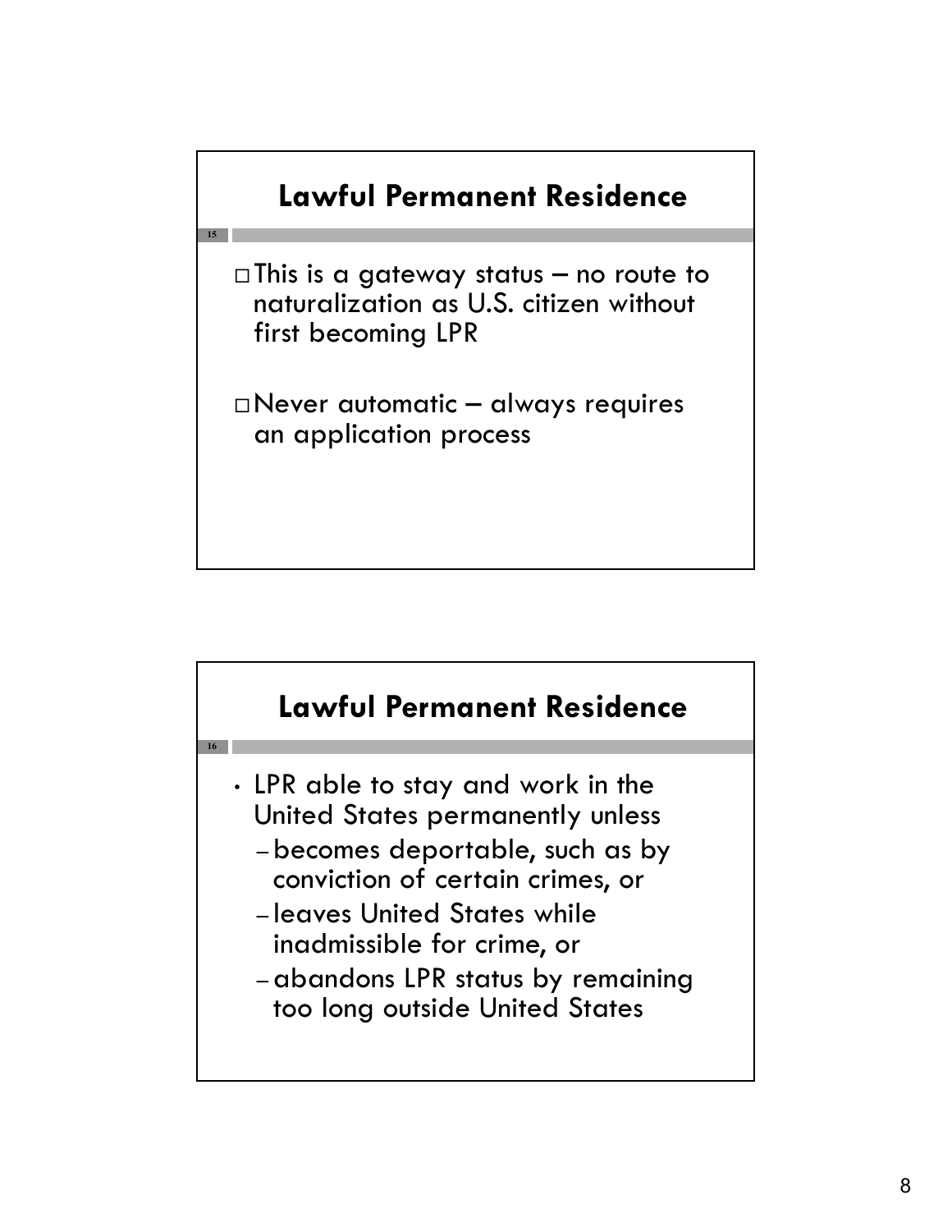## Lawful Permanent Residence

- This is a gateway status – no route to naturalization as U.S. citizen without first becoming LPR
- Never automatic – always requires an application process

## Lawful Permanent Residence

- LPR able to stay and work in the United States permanently unless
  - becomes deportable, such as by conviction of certain crimes, or
  - leaves United States while inadmissible for crime, or
  - abandons LPR status by remaining too long outside United States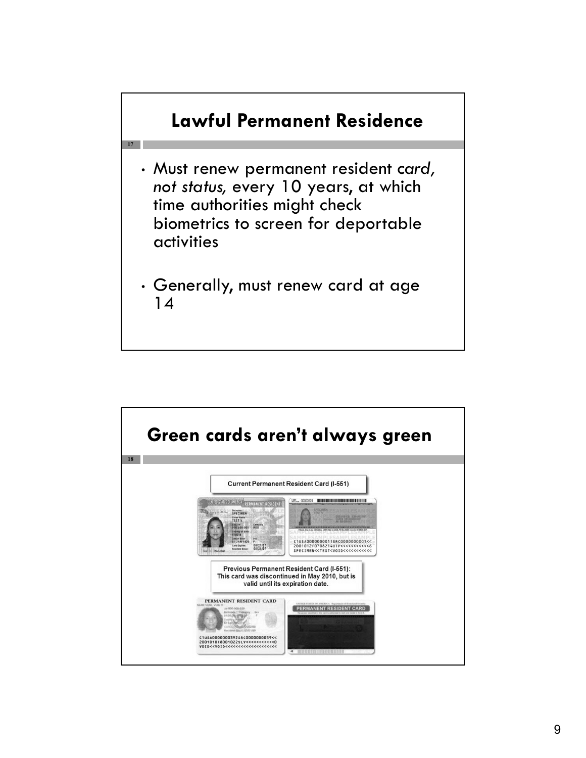## Lawful Permanent Residence

- Must renew permanent resident *card, not status,* every 10 years, at which time authorities might check biometrics to screen for deportable activities
- Generally, must renew card at age 14

## Green cards aren't always green

Current Permanent Resident Card (I-551)

Previous Permanent Resident Card (I-551): This card was discontinued in May 2010, but is valid until its expiration date.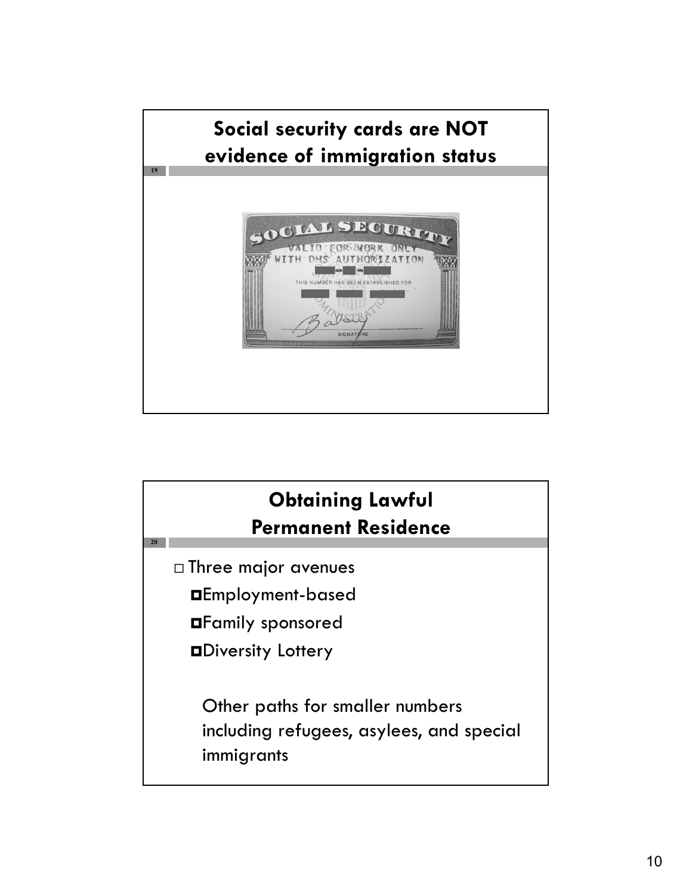## Social security cards are NOT evidence of immigration status

## Obtaining Lawful Permanent Residence

- Three major avenues
  - Employment-based
  - Family sponsored
  - Diversity Lottery

  Other paths for smaller numbers including refugees, asylees, and special immigrants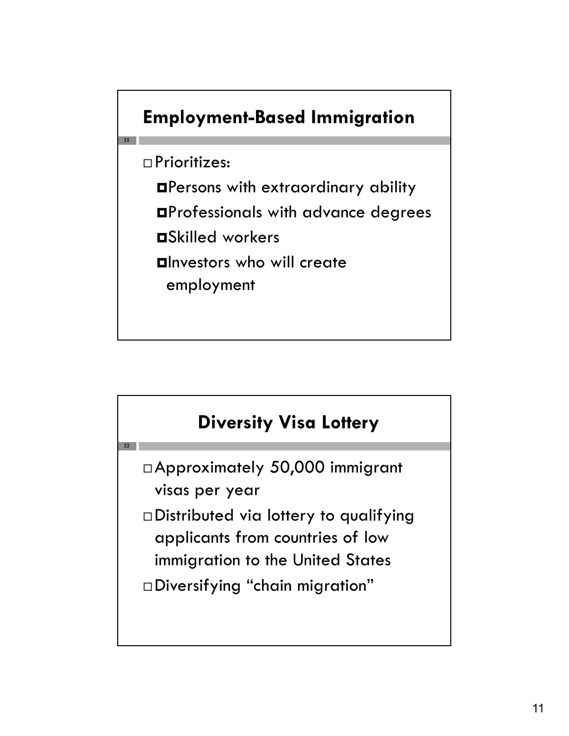## Employment-Based Immigration

- Prioritizes:
  - Persons with extraordinary ability
  - Professionals with advance degrees
  - Skilled workers
  - Investors who will create employment

## Diversity Visa Lottery

- Approximately 50,000 immigrant visas per year
- Distributed via lottery to qualifying applicants from countries of low immigration to the United States
- Diversifying "chain migration"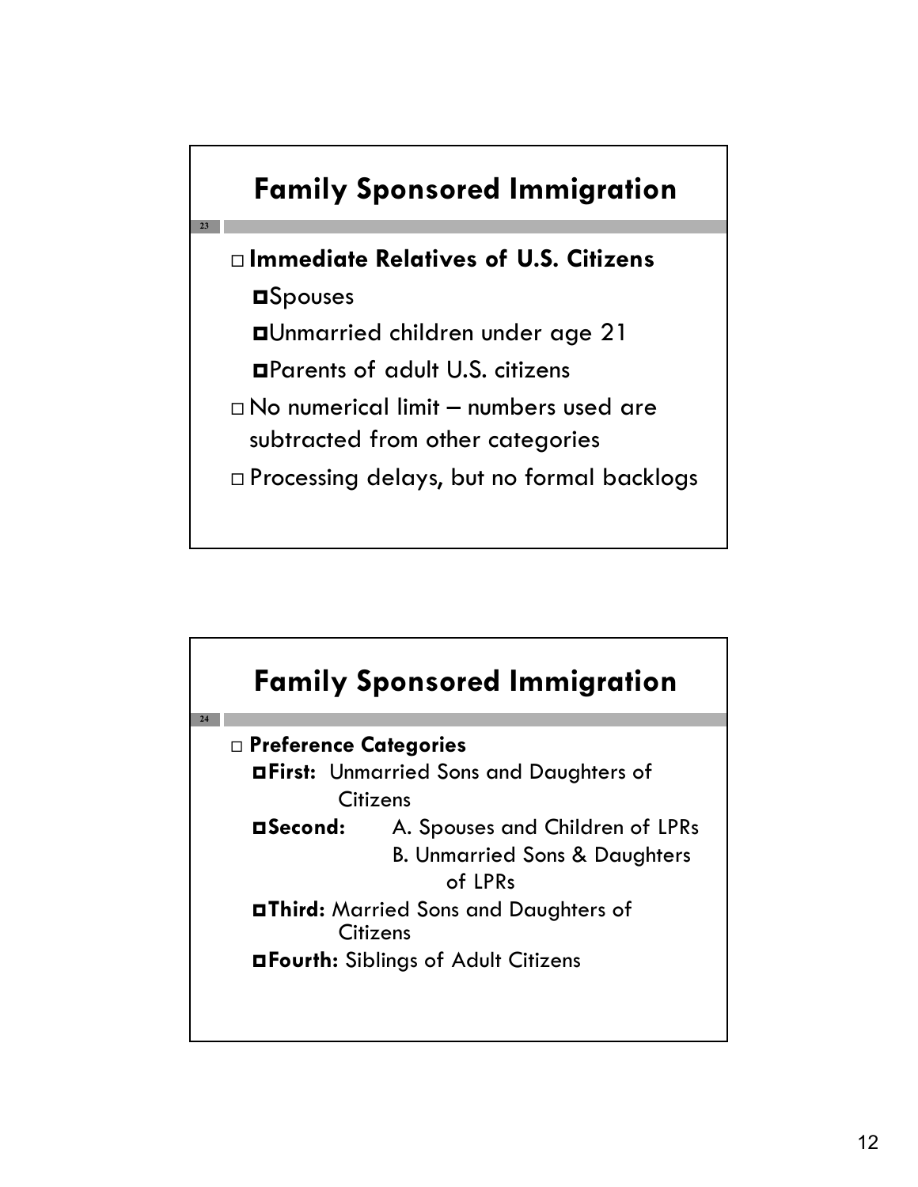## Family Sponsored Immigration

- **Immediate Relatives of U.S. Citizens**
  - Spouses
  - Unmarried children under age 21
  - Parents of adult U.S. citizens
- No numerical limit – numbers used are subtracted from other categories
- Processing delays, but no formal backlogs

## Family Sponsored Immigration

- **Preference Categories**
  - **First:** Unmarried Sons and Daughters of Citizens
  - **Second:** A. Spouses and Children of LPRs
    B. Unmarried Sons & Daughters of LPRs
  - **Third:** Married Sons and Daughters of Citizens
  - **Fourth:** Siblings of Adult Citizens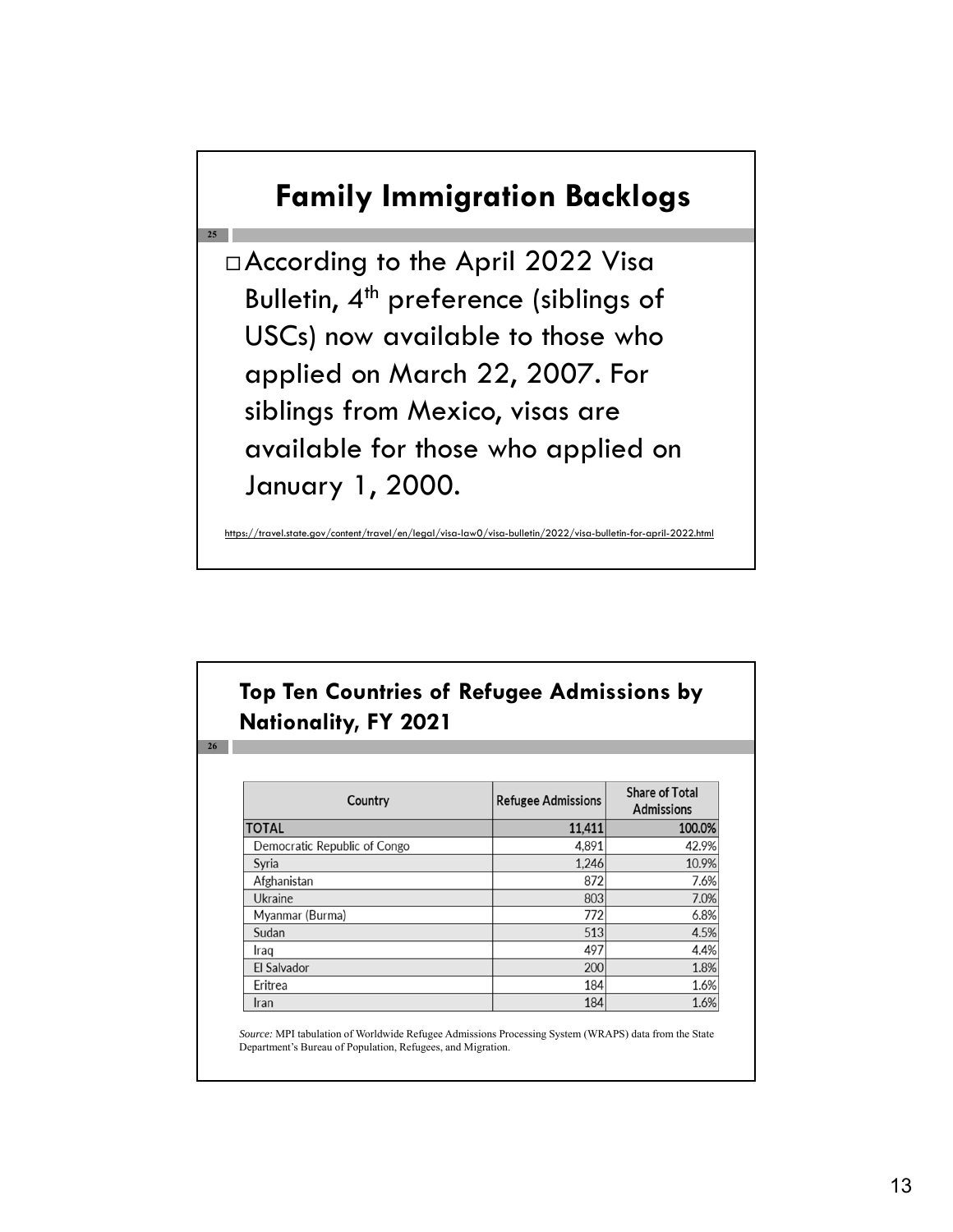## Family Immigration Backlogs

- According to the April 2022 Visa Bulletin, 4th preference (siblings of USCs) now available to those who applied on March 22, 2007. For siblings from Mexico, visas are available for those who applied on January 1, 2000.

https://travel.state.gov/content/travel/en/legal/visa-law0/visa-bulletin/2022/visa-bulletin-for-april-2022.html

## Top Ten Countries of Refugee Admissions by Nationality, FY 2021

| Country | Refugee Admissions | Share of Total Admissions |
|---|---|---|
| TOTAL | 11,411 | 100.0% |
| Democratic Republic of Congo | 4,891 | 42.9% |
| Syria | 1,246 | 10.9% |
| Afghanistan | 872 | 7.6% |
| Ukraine | 803 | 7.0% |
| Myanmar (Burma) | 772 | 6.8% |
| Sudan | 513 | 4.5% |
| Iraq | 497 | 4.4% |
| El Salvador | 200 | 1.8% |
| Eritrea | 184 | 1.6% |
| Iran | 184 | 1.6% |

*Source:* MPI tabulation of Worldwide Refugee Admissions Processing System (WRAPS) data from the State Department's Bureau of Population, Refugees, and Migration.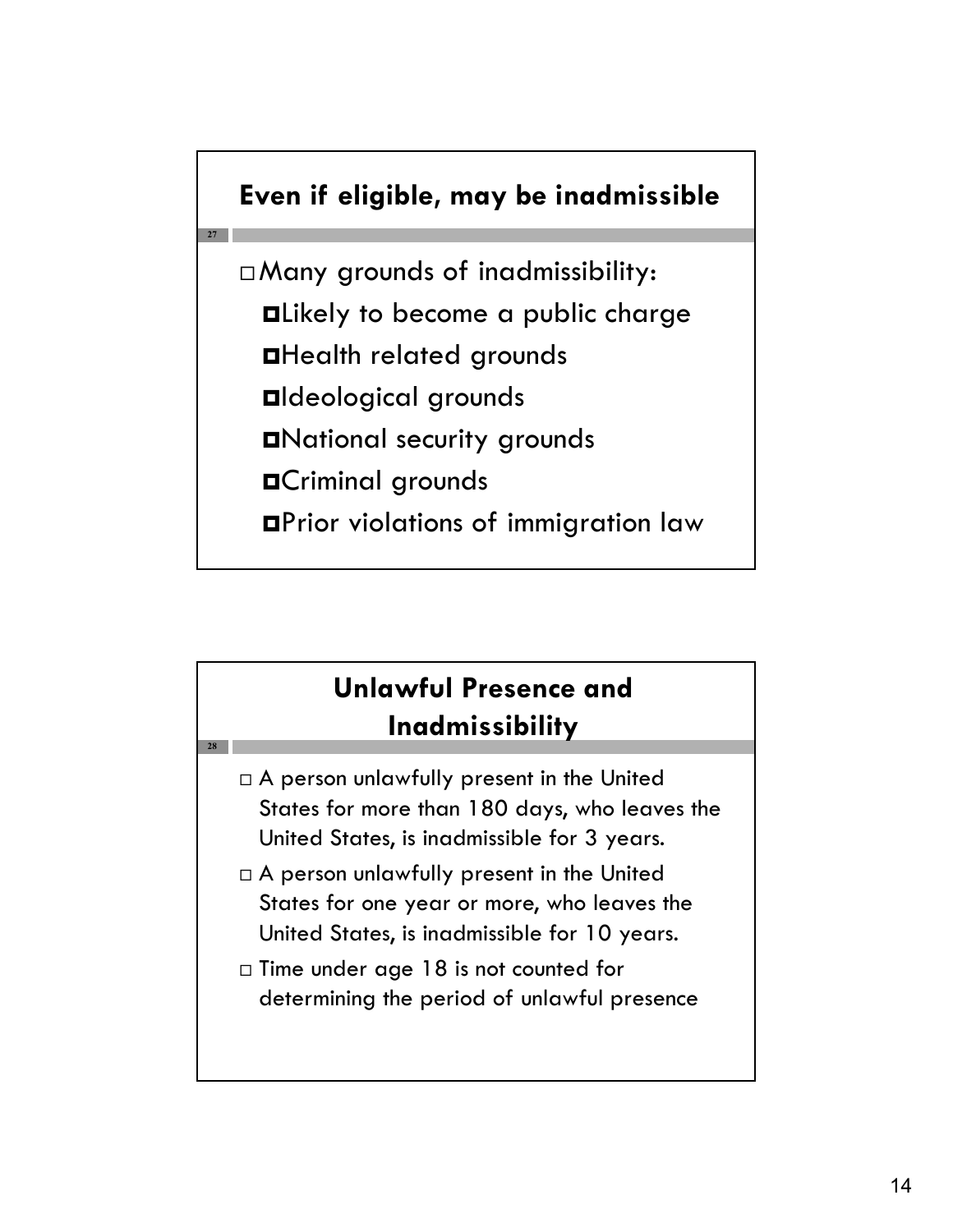## Even if eligible, may be inadmissible

- Many grounds of inadmissibility:
  - Likely to become a public charge
  - Health related grounds
  - Ideological grounds
  - National security grounds
  - Criminal grounds
  - Prior violations of immigration law

## Unlawful Presence and Inadmissibility

- A person unlawfully present in the United States for more than 180 days, who leaves the United States, is inadmissible for 3 years.
- A person unlawfully present in the United States for one year or more, who leaves the United States, is inadmissible for 10 years.
- Time under age 18 is not counted for determining the period of unlawful presence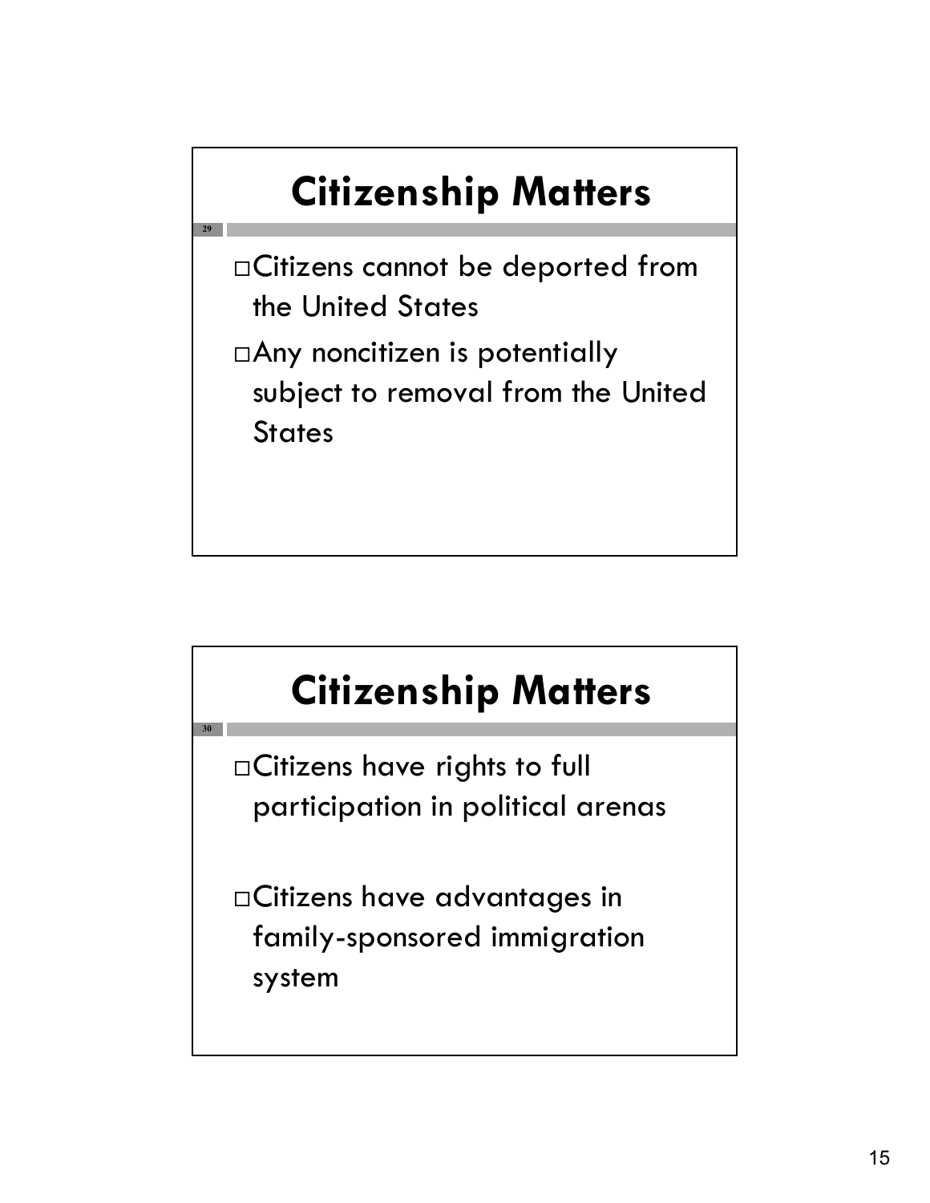## Citizenship Matters

- Citizens cannot be deported from the United States
- Any noncitizen is potentially subject to removal from the United States

## Citizenship Matters

- Citizens have rights to full participation in political arenas
- Citizens have advantages in family-sponsored immigration system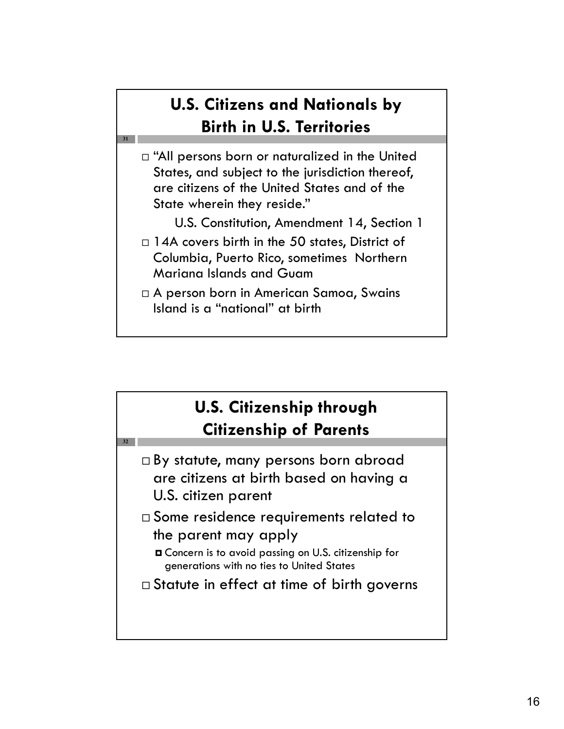## U.S. Citizens and Nationals by Birth in U.S. Territories

- "All persons born or naturalized in the United States, and subject to the jurisdiction thereof, are citizens of the United States and of the State wherein they reside."

  U.S. Constitution, Amendment 14, Section 1
- 14A covers birth in the 50 states, District of Columbia, Puerto Rico, sometimes Northern Mariana Islands and Guam
- A person born in American Samoa, Swains Island is a "national" at birth

## U.S. Citizenship through Citizenship of Parents

- By statute, many persons born abroad are citizens at birth based on having a U.S. citizen parent
- Some residence requirements related to the parent may apply
  - Concern is to avoid passing on U.S. citizenship for generations with no ties to United States
- Statute in effect at time of birth governs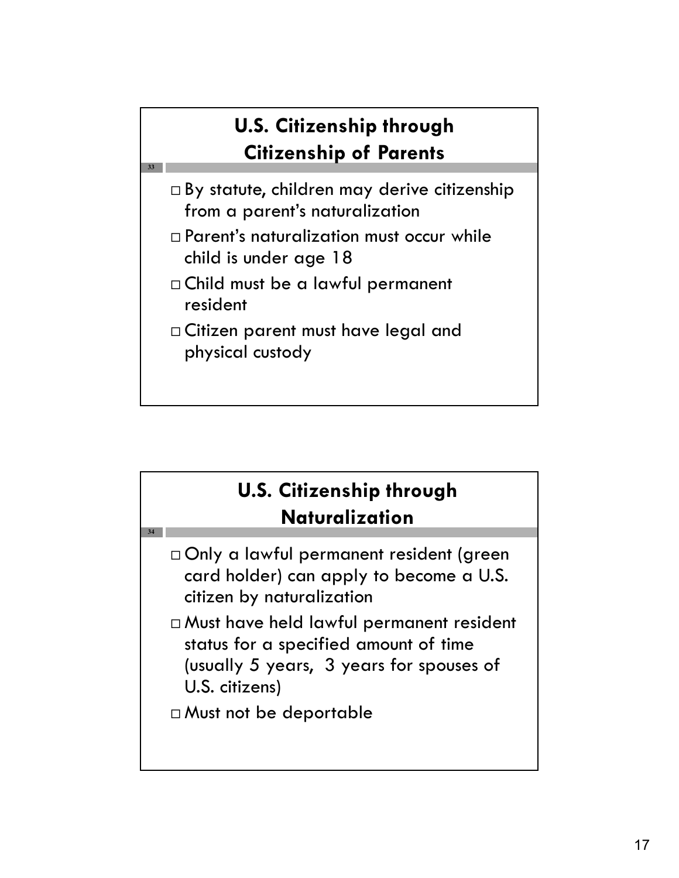## U.S. Citizenship through Citizenship of Parents

- By statute, children may derive citizenship from a parent's naturalization
- Parent's naturalization must occur while child is under age 18
- Child must be a lawful permanent resident
- Citizen parent must have legal and physical custody

## U.S. Citizenship through Naturalization

- Only a lawful permanent resident (green card holder) can apply to become a U.S. citizen by naturalization
- Must have held lawful permanent resident status for a specified amount of time (usually 5 years, 3 years for spouses of U.S. citizens)
- Must not be deportable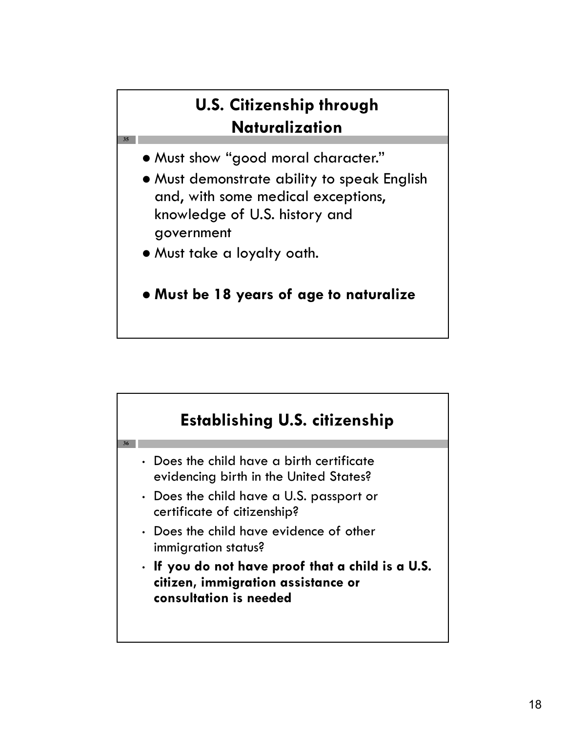## U.S. Citizenship through Naturalization

- Must show "good moral character."
- Must demonstrate ability to speak English and, with some medical exceptions, knowledge of U.S. history and government
- Must take a loyalty oath.
- **Must be 18 years of age to naturalize**

## Establishing U.S. citizenship

- Does the child have a birth certificate evidencing birth in the United States?
- Does the child have a U.S. passport or certificate of citizenship?
- Does the child have evidence of other immigration status?
- **If you do not have proof that a child is a U.S. citizen, immigration assistance or consultation is needed**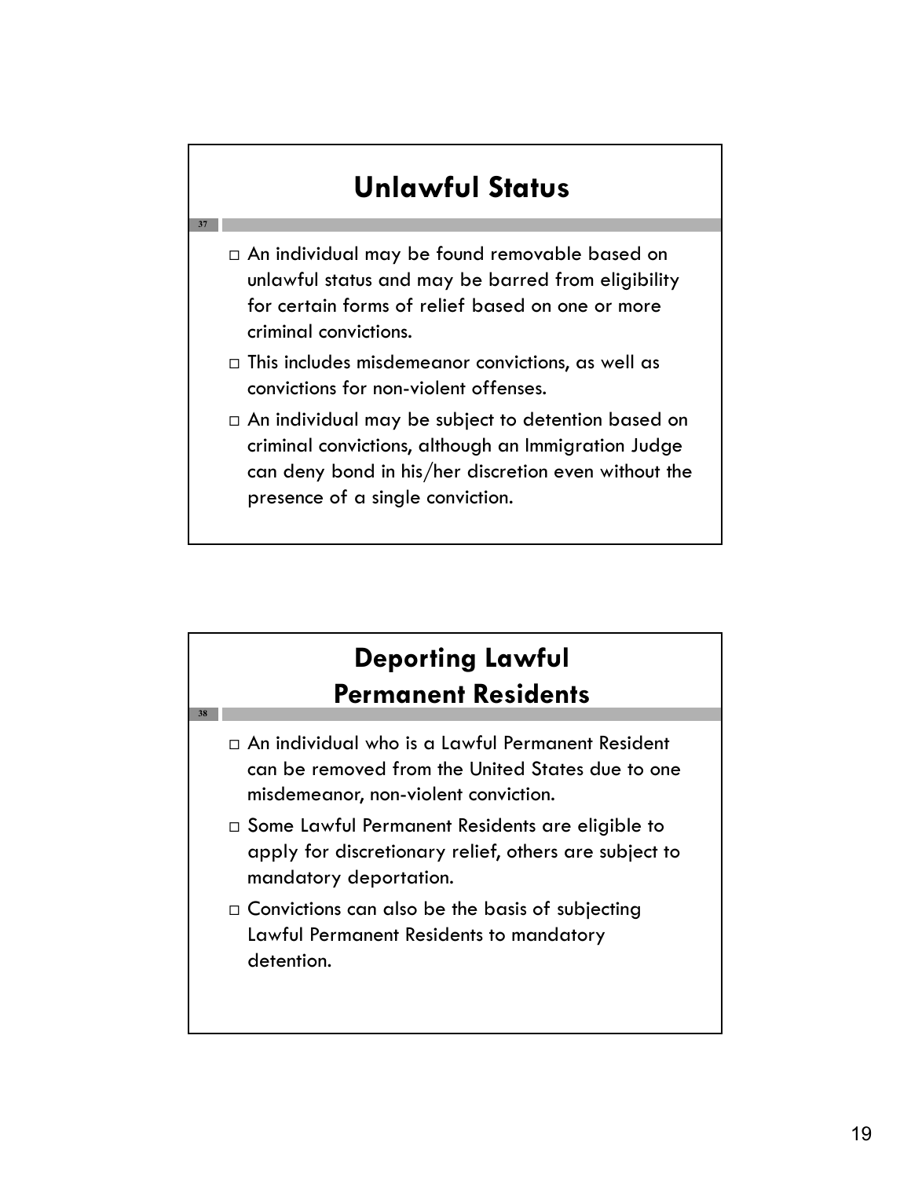## Unlawful Status

- An individual may be found removable based on unlawful status and may be barred from eligibility for certain forms of relief based on one or more criminal convictions.
- This includes misdemeanor convictions, as well as convictions for non-violent offenses.
- An individual may be subject to detention based on criminal convictions, although an Immigration Judge can deny bond in his/her discretion even without the presence of a single conviction.

## Deporting Lawful Permanent Residents

- An individual who is a Lawful Permanent Resident can be removed from the United States due to one misdemeanor, non-violent conviction.
- Some Lawful Permanent Residents are eligible to apply for discretionary relief, others are subject to mandatory deportation.
- Convictions can also be the basis of subjecting Lawful Permanent Residents to mandatory detention.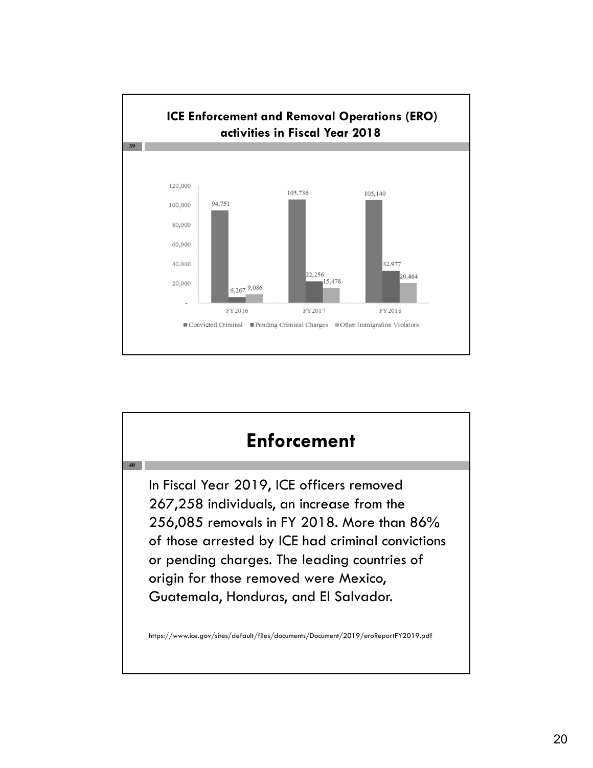## ICE Enforcement and Removal Operations (ERO) activities in Fiscal Year 2018

| | FY2016 | FY2017 | FY2018 |
|---|---|---|---|
| Convicted Criminal | 94,751 | 105,736 | 105,140 |
| Pending Criminal Charges | 6,267 | 22,256 | 32,977 |
| Other Immigration Violators | 9,086 | 15,478 | 20,464 |

## Enforcement

In Fiscal Year 2019, ICE officers removed 267,258 individuals, an increase from the 256,085 removals in FY 2018. More than 86% of those arrested by ICE had criminal convictions or pending charges. The leading countries of origin for those removed were Mexico, Guatemala, Honduras, and El Salvador.

https://www.ice.gov/sites/default/files/documents/Document/2019/eroReportFY2019.pdf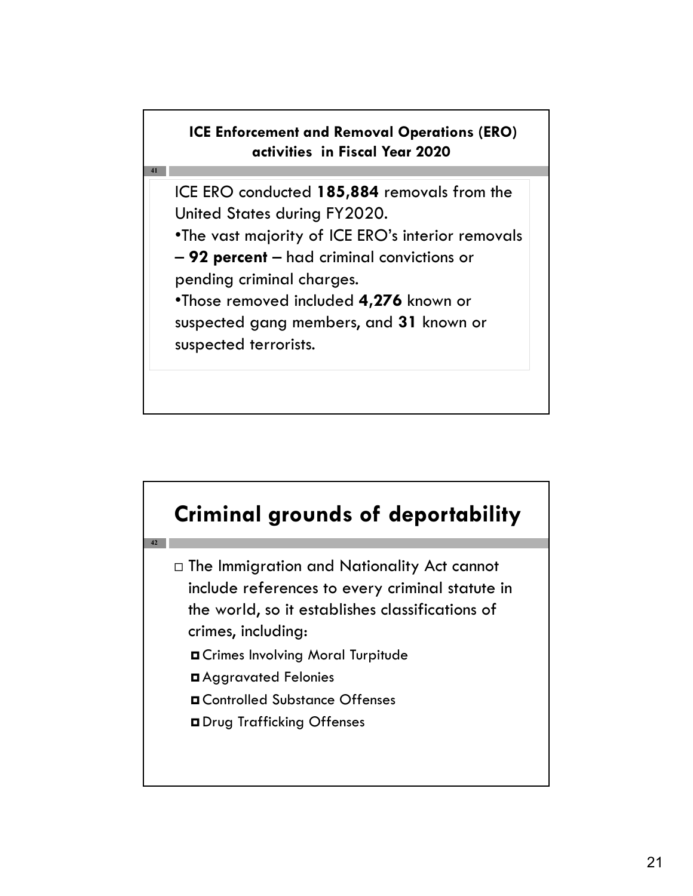**ICE Enforcement and Removal Operations (ERO) activities in Fiscal Year 2020**

ICE ERO conducted **185,884** removals from the United States during FY2020.

•The vast majority of ICE ERO's interior removals – **92 percent** – had criminal convictions or pending criminal charges.

•Those removed included **4,276** known or suspected gang members, and **31** known or suspected terrorists.

## Criminal grounds of deportability

- The Immigration and Nationality Act cannot include references to every criminal statute in the world, so it establishes classifications of crimes, including:
  - Crimes Involving Moral Turpitude
  - Aggravated Felonies
  - Controlled Substance Offenses
  - Drug Trafficking Offenses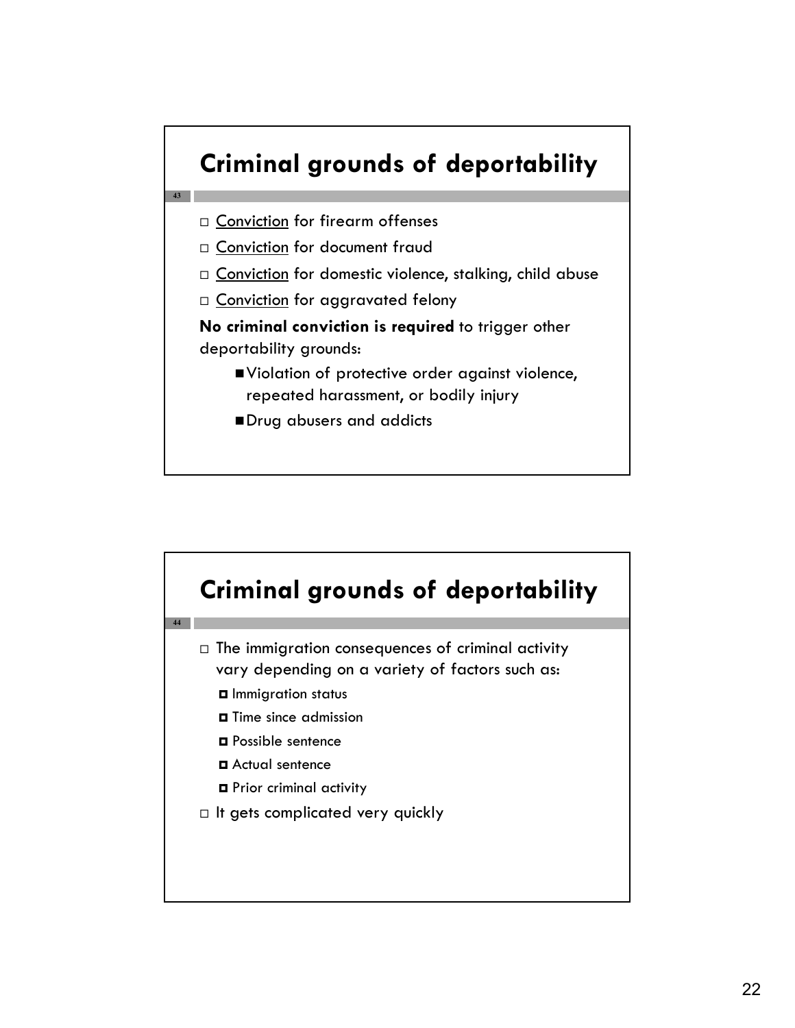## Criminal grounds of deportability

- Conviction for firearm offenses
- Conviction for document fraud
- Conviction for domestic violence, stalking, child abuse
- Conviction for aggravated felony

**No criminal conviction is required** to trigger other deportability grounds:

- Violation of protective order against violence, repeated harassment, or bodily injury
- Drug abusers and addicts

## Criminal grounds of deportability

- The immigration consequences of criminal activity vary depending on a variety of factors such as:
  - Immigration status
  - Time since admission
  - Possible sentence
  - Actual sentence
  - Prior criminal activity
- It gets complicated very quickly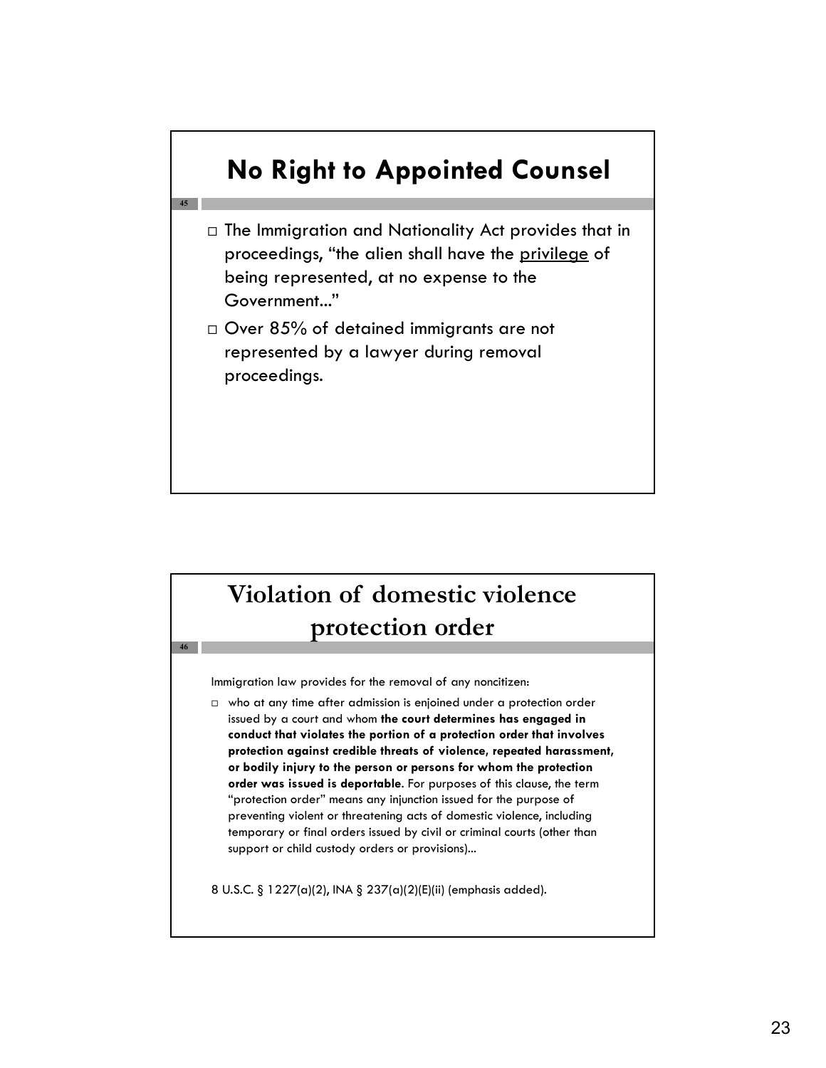## No Right to Appointed Counsel

- The Immigration and Nationality Act provides that in proceedings, "the alien shall have the privilege of being represented, at no expense to the Government..."
- Over 85% of detained immigrants are not represented by a lawyer during removal proceedings.

## Violation of domestic violence protection order

Immigration law provides for the removal of any noncitizen:

- who at any time after admission is enjoined under a protection order issued by a court and whom **the court determines has engaged in conduct that violates the portion of a protection order that involves protection against credible threats of violence, repeated harassment, or bodily injury to the person or persons for whom the protection order was issued is deportable**. For purposes of this clause, the term "protection order" means any injunction issued for the purpose of preventing violent or threatening acts of domestic violence, including temporary or final orders issued by civil or criminal courts (other than support or child custody orders or provisions)...

8 U.S.C. § 1227(a)(2), INA § 237(a)(2)(E)(ii) (emphasis added).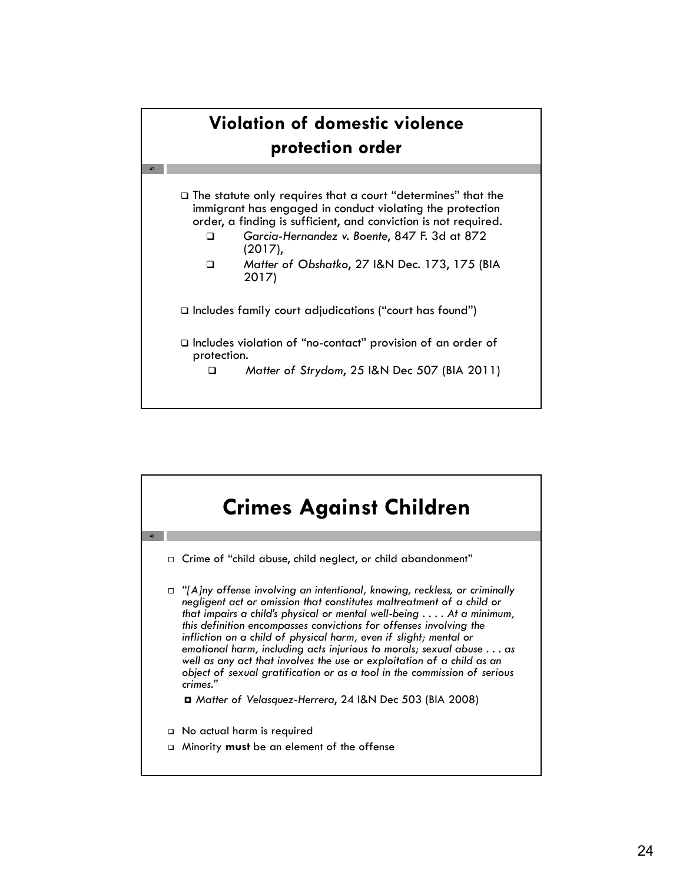## Violation of domestic violence protection order

- The statute only requires that a court "determines" that the immigrant has engaged in conduct violating the protection order, a finding is sufficient, and conviction is not required.
  - *Garcia-Hernandez v. Boente*, 847 F. 3d at 872 (2017),
  - *Matter of Obshatko*, 27 I&N Dec. 173, 175 (BIA 2017)
- Includes family court adjudications ("court has found")
- Includes violation of "no-contact" provision of an order of protection.
  - *Matter of Strydom*, 25 I&N Dec 507 (BIA 2011)

## Crimes Against Children

- Crime of "child abuse, child neglect, or child abandonment"
- *"[A]ny offense involving an intentional, knowing, reckless, or criminally negligent act or omission that constitutes maltreatment of a child or that impairs a child's physical or mental well-being . . . . At a minimum, this definition encompasses convictions for offenses involving the infliction on a child of physical harm, even if slight; mental or emotional harm, including acts injurious to morals; sexual abuse . . . as well as any act that involves the use or exploitation of a child as an object of sexual gratification or as a tool in the commission of serious crimes."*
  - *Matter of Velasquez-Herrera*, 24 I&N Dec 503 (BIA 2008)
- No actual harm is required
- Minority **must** be an element of the offense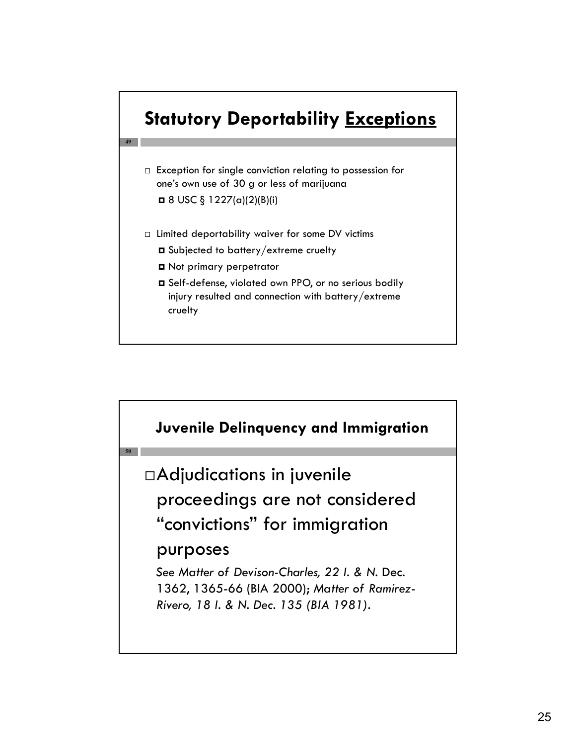## Statutory Deportability Exceptions

- Exception for single conviction relating to possession for one's own use of 30 g or less of marijuana
  - 8 USC § 1227(a)(2)(B)(i)

- Limited deportability waiver for some DV victims
  - Subjected to battery/extreme cruelty
  - Not primary perpetrator
  - Self-defense, violated own PPO, or no serious bodily injury resulted and connection with battery/extreme cruelty

## Juvenile Delinquency and Immigration

- Adjudications in juvenile proceedings are not considered "convictions" for immigration purposes

  *See Matter of Devison-Charles, 22 I. & N.* Dec. 1362, 1365-66 (BIA 2000); *Matter of Ramirez-Rivero, 18 I. & N. Dec. 135 (BIA 1981).*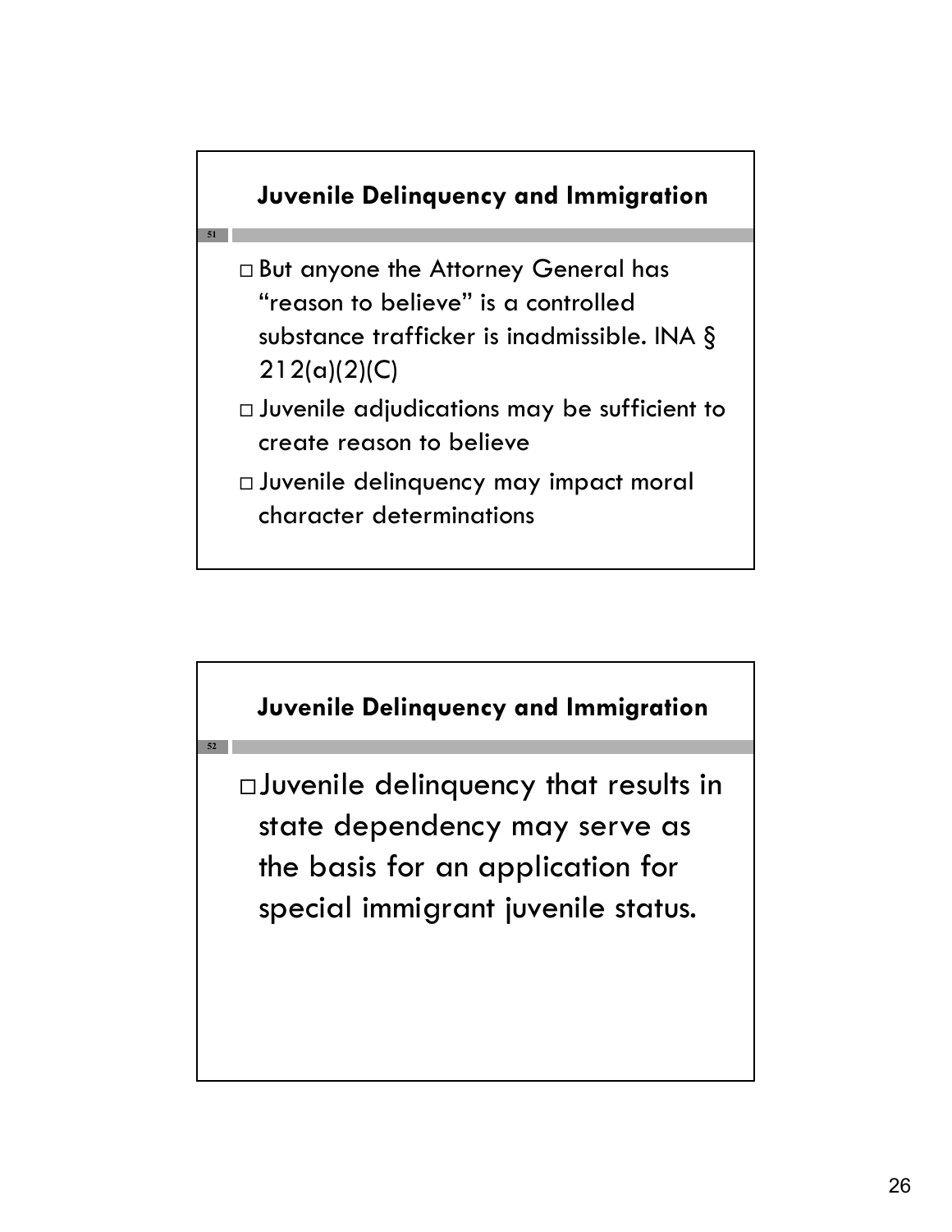## Juvenile Delinquency and Immigration

- But anyone the Attorney General has "reason to believe" is a controlled substance trafficker is inadmissible. INA § 212(a)(2)(C)
- Juvenile adjudications may be sufficient to create reason to believe
- Juvenile delinquency may impact moral character determinations

## Juvenile Delinquency and Immigration

- Juvenile delinquency that results in state dependency may serve as the basis for an application for special immigrant juvenile status.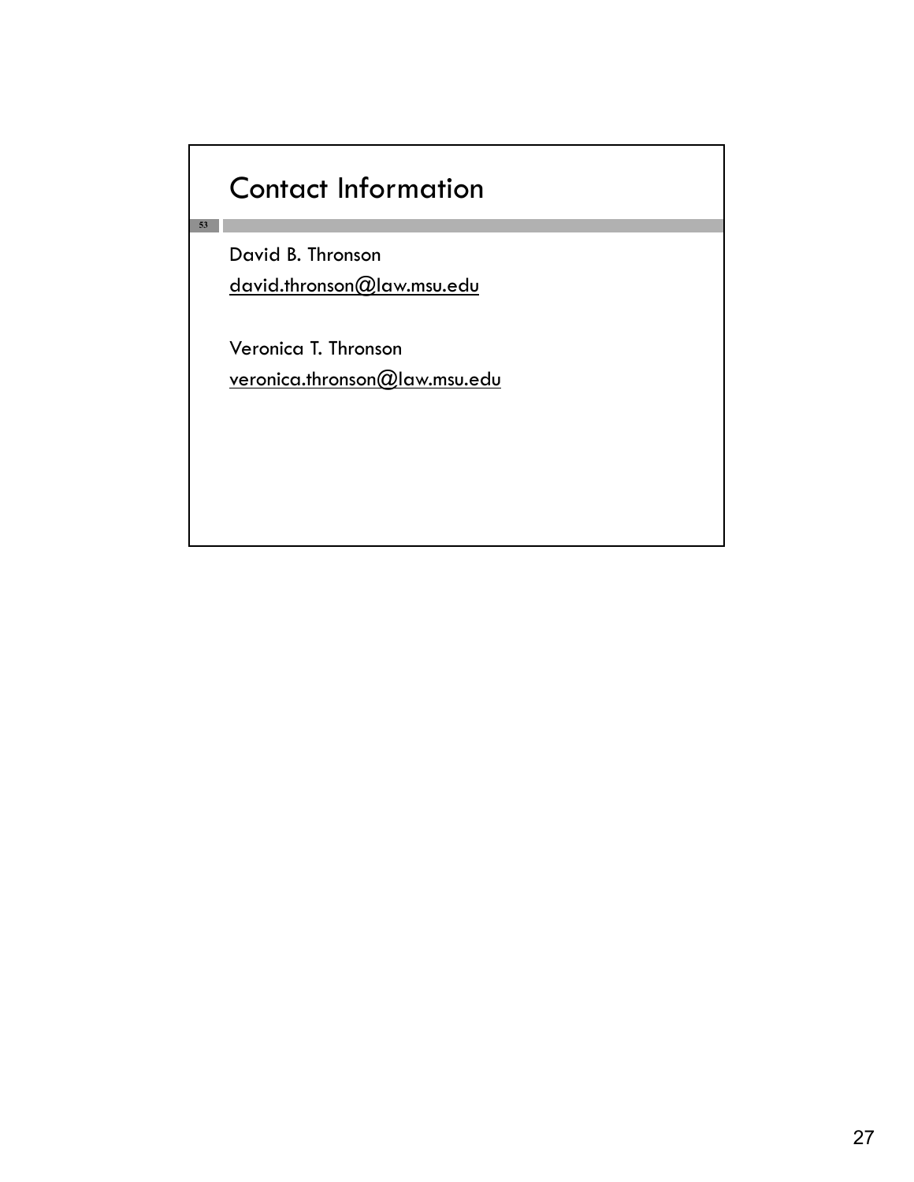# Contact Information

David B. Thronson

david.thronson@law.msu.edu

Veronica T. Thronson

veronica.thronson@law.msu.edu